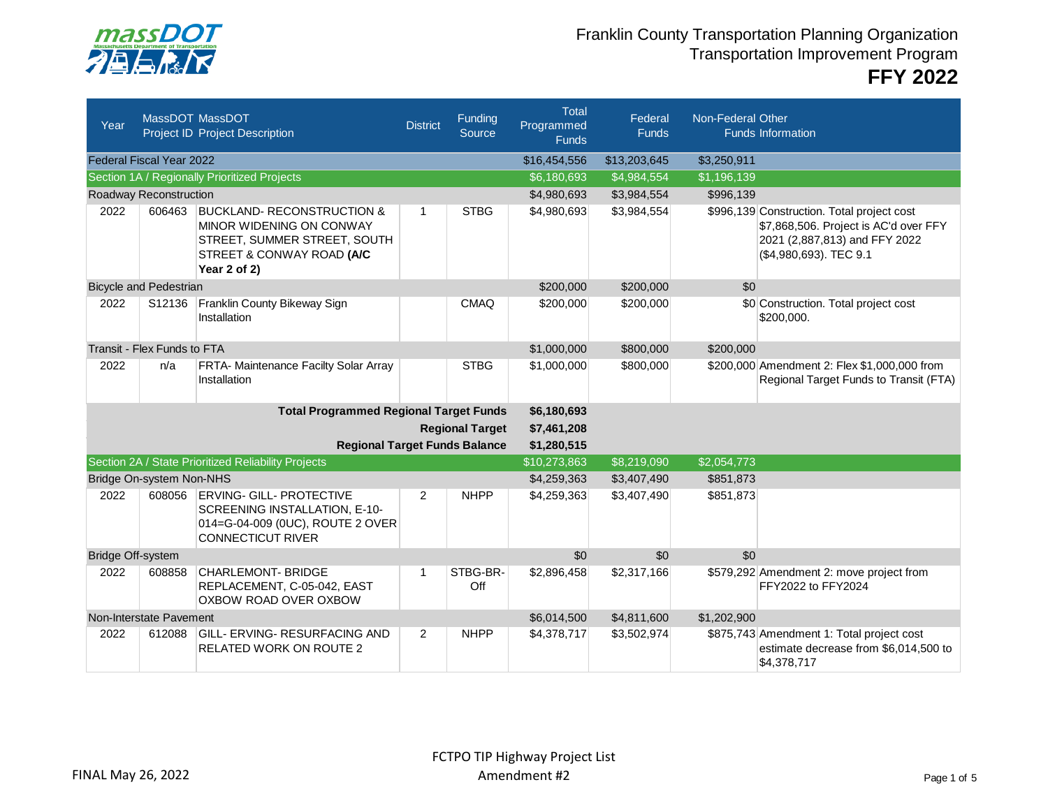Franklin County Transportation Planning Organization
Transportation Improvement Program
# FFY 2022

| Year | MassDOT Project ID | MassDOT Project Description | District | Funding Source | Total Programmed Funds | Federal Funds | Non-Federal Funds | Other Information |
|---|---|---|---|---|---|---|---|---|
| Federal Fiscal Year 2022 | | | | | $16,454,556 | $13,203,645 | $3,250,911 | |
| Section 1A / Regionally Prioritized Projects | | | | | $6,180,693 | $4,984,554 | $1,196,139 | |
| Roadway Reconstruction | | | | | $4,980,693 | $3,984,554 | $996,139 | |
| 2022 | 606463 | BUCKLAND- RECONSTRUCTION & MINOR WIDENING ON CONWAY STREET, SUMMER STREET, SOUTH STREET & CONWAY ROAD **(A/C Year 2 of 2)** | 1 | STBG | $4,980,693 | $3,984,554 | $996,139 | Construction. Total project cost $7,868,506. Project is AC'd over FFY 2021 (2,887,813) and FFY 2022 ($4,980,693). TEC 9.1 |
| Bicycle and Pedestrian | | | | | $200,000 | $200,000 | $0 | |
| 2022 | S12136 | Franklin County Bikeway Sign Installation | | CMAQ | $200,000 | $200,000 | $0 | Construction. Total project cost $200,000. |
| Transit - Flex Funds to FTA | | | | | $1,000,000 | $800,000 | $200,000 | |
| 2022 | n/a | FRTA- Maintenance Facilty Solar Array Installation | | STBG | $1,000,000 | $800,000 | $200,000 | Amendment 2: Flex $1,000,000 from Regional Target Funds to Transit (FTA) |
| | | **Total Programmed Regional Target Funds** | | | **$6,180,693** | | | |
| | | **Regional Target** | | | **$7,461,208** | | | |
| | | **Regional Target Funds Balance** | | | **$1,280,515** | | | |
| Section 2A / State Prioritized Reliability Projects | | | | | $10,273,863 | $8,219,090 | $2,054,773 | |
| Bridge On-system Non-NHS | | | | | $4,259,363 | $3,407,490 | $851,873 | |
| 2022 | 608056 | ERVING- GILL- PROTECTIVE SCREENING INSTALLATION, E-10-014=G-04-009 (0UC), ROUTE 2 OVER CONNECTICUT RIVER | 2 | NHPP | $4,259,363 | $3,407,490 | $851,873 | |
| Bridge Off-system | | | | | $0 | $0 | $0 | |
| 2022 | 608858 | CHARLEMONT- BRIDGE REPLACEMENT, C-05-042, EAST OXBOW ROAD OVER OXBOW | 1 | STBG-BR-Off | $2,896,458 | $2,317,166 | $579,292 | Amendment 2: move project from FFY2022 to FFY2024 |
| Non-Interstate Pavement | | | | | $6,014,500 | $4,811,600 | $1,202,900 | |
| 2022 | 612088 | GILL- ERVING- RESURFACING AND RELATED WORK ON ROUTE 2 | 2 | NHPP | $4,378,717 | $3,502,974 | $875,743 | Amendment 1: Total project cost estimate decrease from $6,014,500 to $4,378,717 |

FINAL May 26, 2022

FCTPO TIP Highway Project List
Amendment #2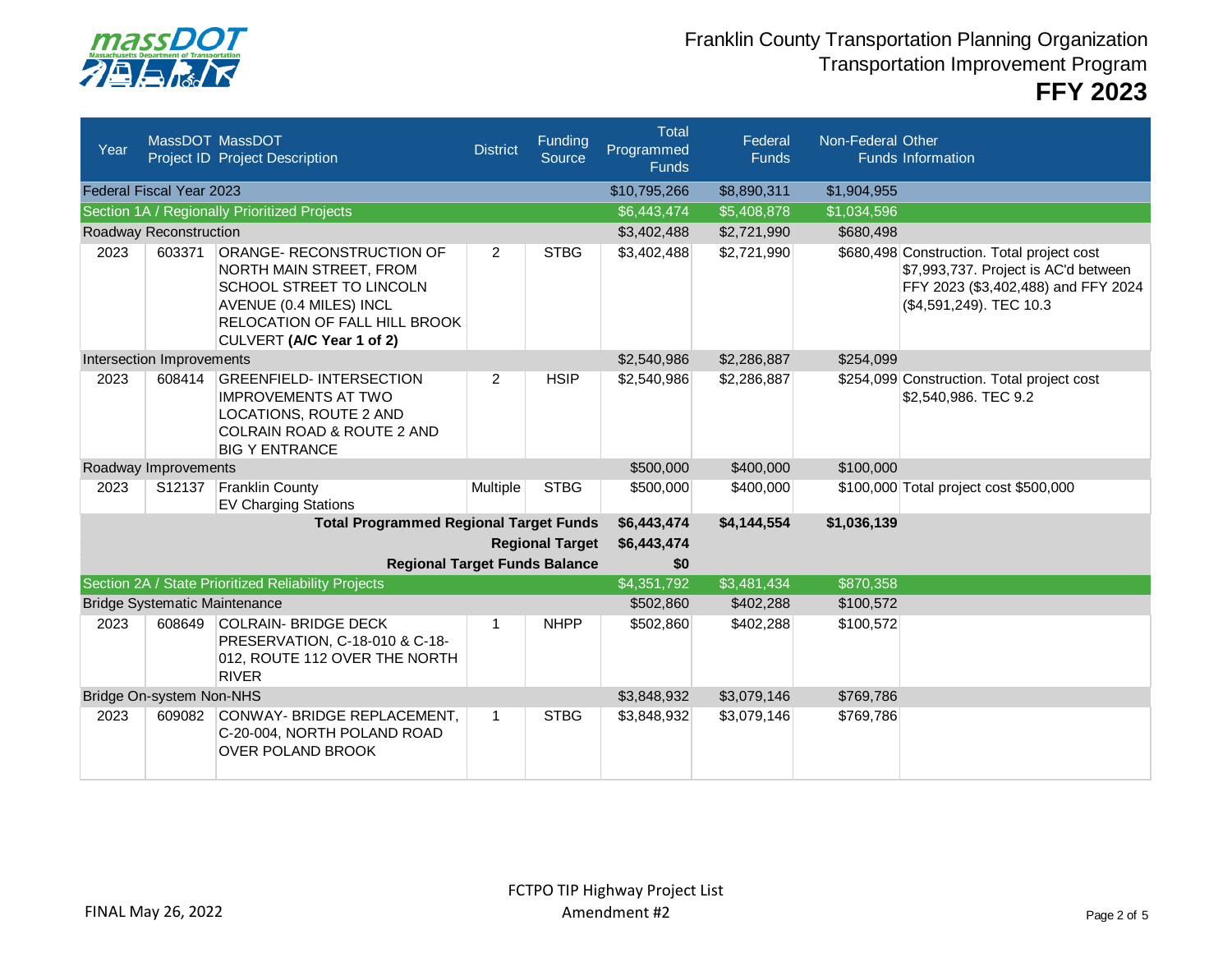Franklin County Transportation Planning Organization
Transportation Improvement Program
**FFY 2023**

| Year | MassDOT Project ID | MassDOT Project Description | District | Funding Source | Total Programmed Funds | Federal Funds | Non-Federal Funds | Other Information |
|---|---|---|---|---|---|---|---|---|
| Federal Fiscal Year 2023 | | | | | $10,795,266 | $8,890,311 | $1,904,955 | |
| Section 1A / Regionally Prioritized Projects | | | | | $6,443,474 | $5,408,878 | $1,034,596 | |
| Roadway Reconstruction | | | | | $3,402,488 | $2,721,990 | $680,498 | |
| 2023 | 603371 | ORANGE- RECONSTRUCTION OF NORTH MAIN STREET, FROM SCHOOL STREET TO LINCOLN AVENUE (0.4 MILES) INCL RELOCATION OF FALL HILL BROOK CULVERT **(A/C Year 1 of 2)** | 2 | STBG | $3,402,488 | $2,721,990 | $680,498 | Construction. Total project cost $7,993,737. Project is AC'd between FFY 2023 ($3,402,488) and FFY 2024 ($4,591,249). TEC 10.3 |
| Intersection Improvements | | | | | $2,540,986 | $2,286,887 | $254,099 | |
| 2023 | 608414 | GREENFIELD- INTERSECTION IMPROVEMENTS AT TWO LOCATIONS, ROUTE 2 AND COLRAIN ROAD & ROUTE 2 AND BIG Y ENTRANCE | 2 | HSIP | $2,540,986 | $2,286,887 | $254,099 | Construction. Total project cost $2,540,986. TEC 9.2 |
| Roadway Improvements | | | | | $500,000 | $400,000 | $100,000 | |
| 2023 | S12137 | Franklin County EV Charging Stations | Multiple | STBG | $500,000 | $400,000 | $100,000 | Total project cost $500,000 |
| | | **Total Programmed Regional Target Funds** | | | **$6,443,474** | **$4,144,554** | **$1,036,139** | |
| | | **Regional Target** | | | **$6,443,474** | | | |
| | | **Regional Target Funds Balance** | | | **$0** | | | |
| Section 2A / State Prioritized Reliability Projects | | | | | $4,351,792 | $3,481,434 | $870,358 | |
| Bridge Systematic Maintenance | | | | | $502,860 | $402,288 | $100,572 | |
| 2023 | 608649 | COLRAIN- BRIDGE DECK PRESERVATION, C-18-010 & C-18-012, ROUTE 112 OVER THE NORTH RIVER | 1 | NHPP | $502,860 | $402,288 | $100,572 | |
| Bridge On-system Non-NHS | | | | | $3,848,932 | $3,079,146 | $769,786 | |
| 2023 | 609082 | CONWAY- BRIDGE REPLACEMENT, C-20-004, NORTH POLAND ROAD OVER POLAND BROOK | 1 | STBG | $3,848,932 | $3,079,146 | $769,786 | |

FINAL May 26, 2022

FCTPO TIP Highway Project List
Amendment #2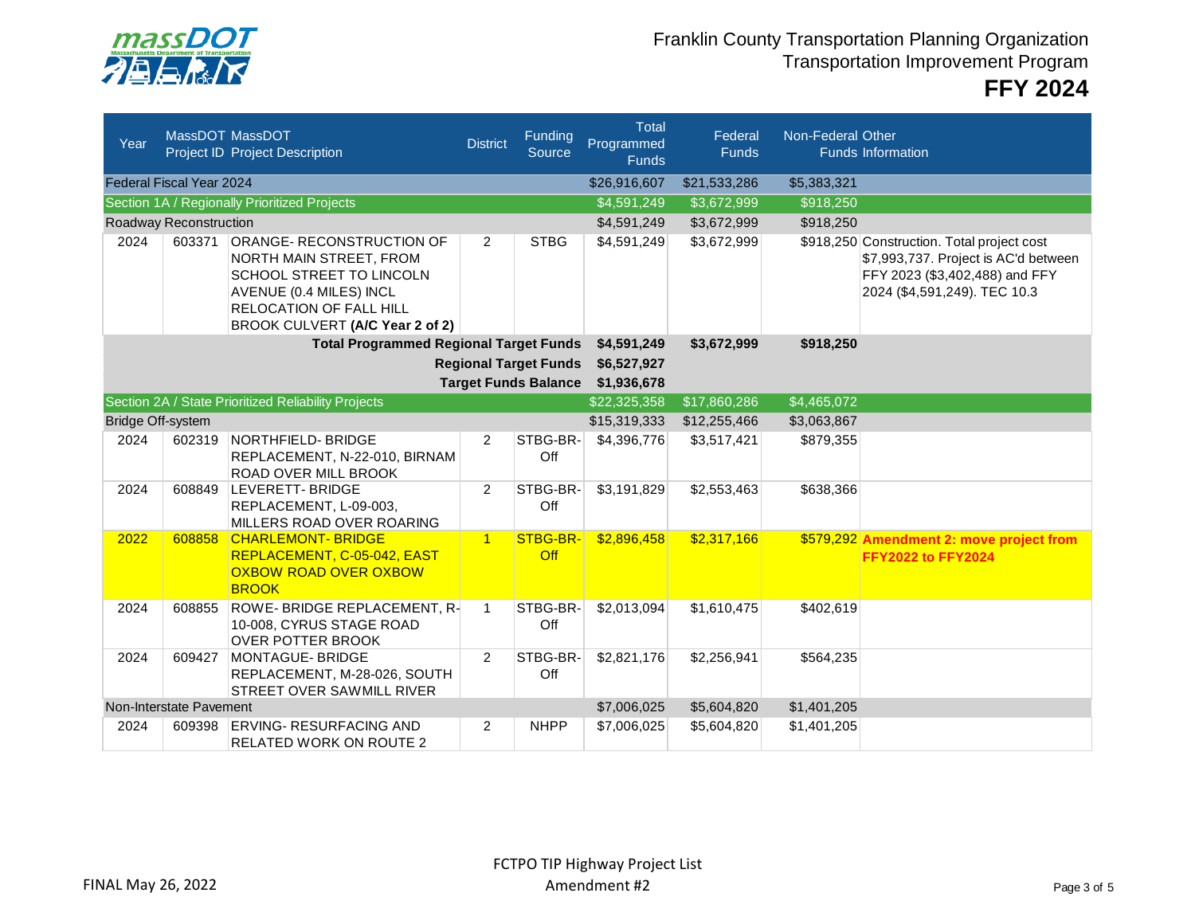Franklin County Transportation Planning Organization
Transportation Improvement Program

# FFY 2024

| Year | MassDOT Project ID | MassDOT Project Description | District | Funding Source | Total Programmed Funds | Federal Funds | Non-Federal Funds | Other Information |
|---|---|---|---|---|---|---|---|---|
| Federal Fiscal Year 2024 | | | | | $26,916,607 | $21,533,286 | $5,383,321 | |
| Section 1A / Regionally Prioritized Projects | | | | | $4,591,249 | $3,672,999 | $918,250 | |
| Roadway Reconstruction | | | | | $4,591,249 | $3,672,999 | $918,250 | |
| 2024 | 603371 | ORANGE- RECONSTRUCTION OF NORTH MAIN STREET, FROM SCHOOL STREET TO LINCOLN AVENUE (0.4 MILES) INCL RELOCATION OF FALL HILL BROOK CULVERT **(A/C Year 2 of 2)** | 2 | STBG | $4,591,249 | $3,672,999 | $918,250 | Construction. Total project cost $7,993,737. Project is AC'd between FFY 2023 ($3,402,488) and FFY 2024 ($4,591,249). TEC 10.3 |
| | | **Total Programmed Regional Target Funds** | | | **$4,591,249** | **$3,672,999** | **$918,250** | |
| | | **Regional Target Funds** | | | **$6,527,927** | | | |
| | | **Target Funds Balance** | | | **$1,936,678** | | | |
| Section 2A / State Prioritized Reliability Projects | | | | | $22,325,358 | $17,860,286 | $4,465,072 | |
| Bridge Off-system | | | | | $15,319,333 | $12,255,466 | $3,063,867 | |
| 2024 | 602319 | NORTHFIELD- BRIDGE REPLACEMENT, N-22-010, BIRNAM ROAD OVER MILL BROOK | 2 | STBG-BR-Off | $4,396,776 | $3,517,421 | $879,355 | |
| 2024 | 608849 | LEVERETT- BRIDGE REPLACEMENT, L-09-003, MILLERS ROAD OVER ROARING | 2 | STBG-BR-Off | $3,191,829 | $2,553,463 | $638,366 | |
| 2022 | 608858 | CHARLEMONT- BRIDGE REPLACEMENT, C-05-042, EAST OXBOW ROAD OVER OXBOW BROOK | 1 | STBG-BR-Off | $2,896,458 | $2,317,166 | $579,292 | **Amendment 2: move project from FFY2022 to FFY2024** |
| 2024 | 608855 | ROWE- BRIDGE REPLACEMENT, R-10-008, CYRUS STAGE ROAD OVER POTTER BROOK | 1 | STBG-BR-Off | $2,013,094 | $1,610,475 | $402,619 | |
| 2024 | 609427 | MONTAGUE- BRIDGE REPLACEMENT, M-28-026, SOUTH STREET OVER SAWMILL RIVER | 2 | STBG-BR-Off | $2,821,176 | $2,256,941 | $564,235 | |
| Non-Interstate Pavement | | | | | $7,006,025 | $5,604,820 | $1,401,205 | |
| 2024 | 609398 | ERVING- RESURFACING AND RELATED WORK ON ROUTE 2 | 2 | NHPP | $7,006,025 | $5,604,820 | $1,401,205 | |

FINAL May 26, 2022

FCTPO TIP Highway Project List
Amendment #2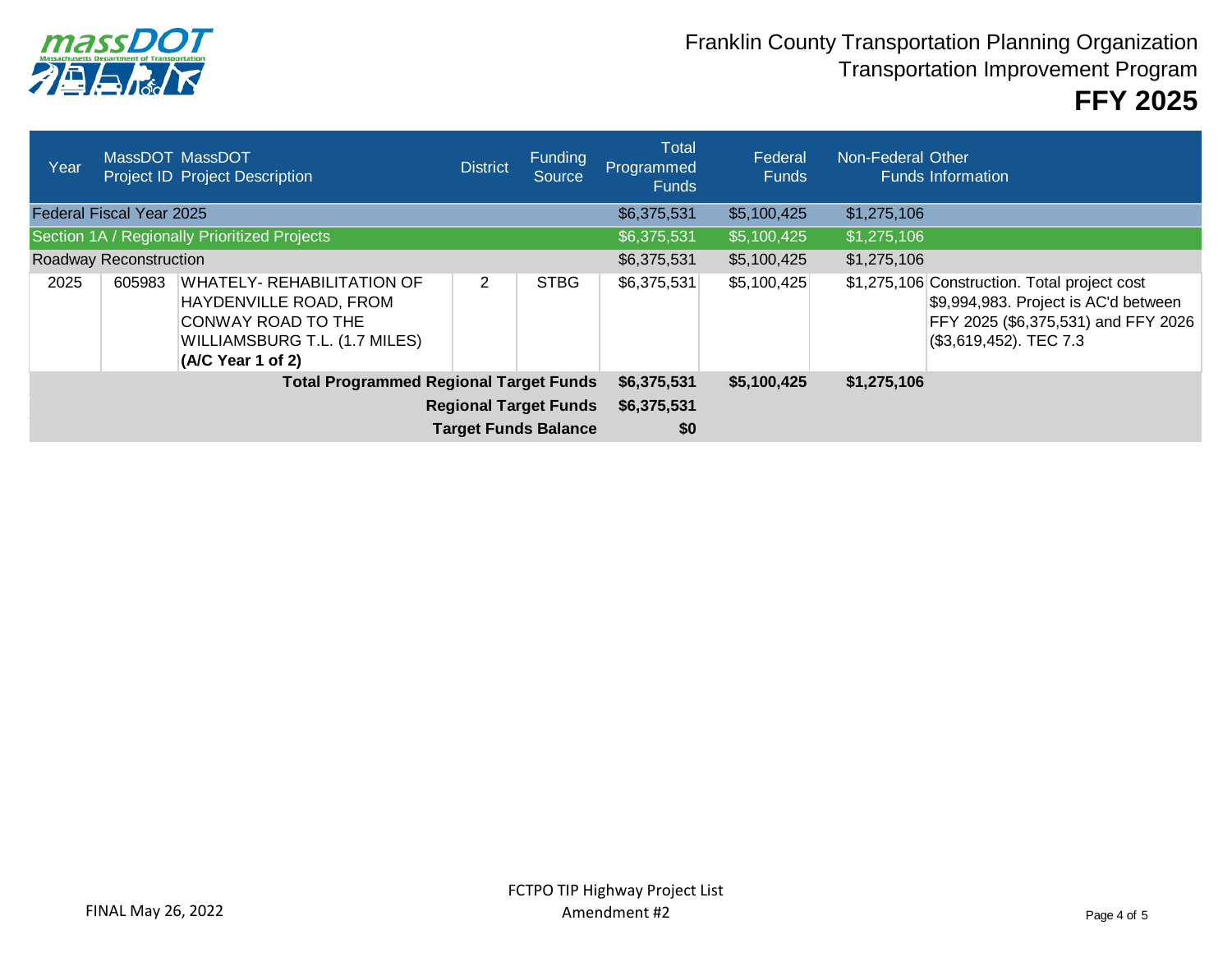Franklin County Transportation Planning Organization
Transportation Improvement Program
**FFY 2025**

| Year | MassDOT Project ID | MassDOT Project Description | District | Funding Source | Total Programmed Funds | Federal Funds | Non-Federal Funds | Other Information |
|---|---|---|---|---|---|---|---|---|
| Federal Fiscal Year 2025 | | | | | $6,375,531 | $5,100,425 | $1,275,106 | |
| Section 1A / Regionally Prioritized Projects | | | | | $6,375,531 | $5,100,425 | $1,275,106 | |
| Roadway Reconstruction | | | | | $6,375,531 | $5,100,425 | $1,275,106 | |
| 2025 | 605983 | WHATELY- REHABILITATION OF HAYDENVILLE ROAD, FROM CONWAY ROAD TO THE WILLIAMSBURG T.L. (1.7 MILES) **(A/C Year 1 of 2)** | 2 | STBG | $6,375,531 | $5,100,425 | $1,275,106 | Construction. Total project cost $9,994,983. Project is AC'd between FFY 2025 ($6,375,531) and FFY 2026 ($3,619,452). TEC 7.3 |
| | | | | **Total Programmed Regional Target Funds** | **$6,375,531** | **$5,100,425** | **$1,275,106** | |
| | | | | **Regional Target Funds** | **$6,375,531** | | | |
| | | | | **Target Funds Balance** | **$0** | | | |

FINAL May 26, 2022

FCTPO TIP Highway Project List
Amendment #2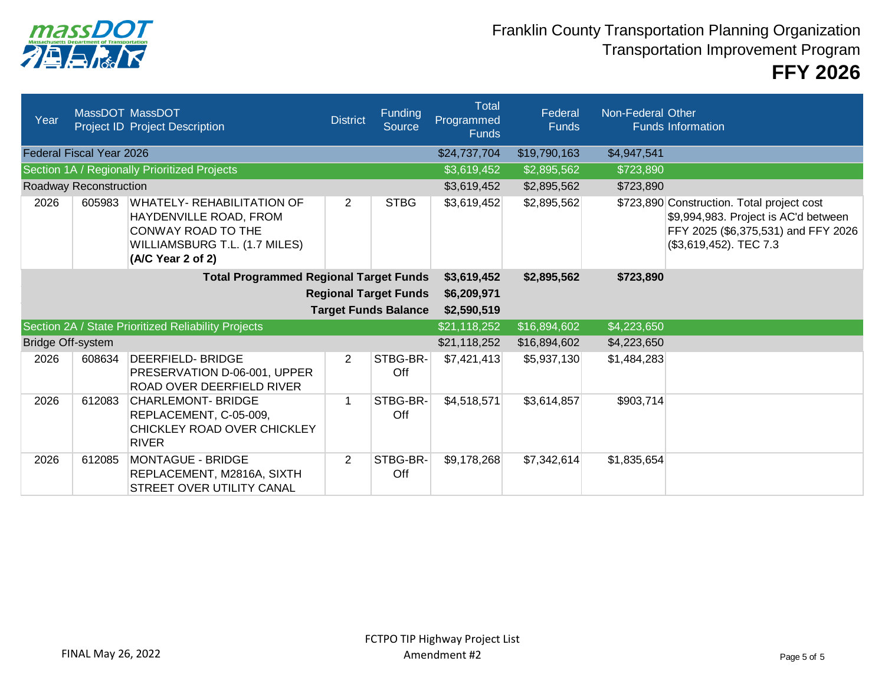# Franklin County Transportation Planning Organization
## Transportation Improvement Program
## FFY 2026

| Year | MassDOT Project ID | MassDOT Project Description | District | Funding Source | Total Programmed Funds | Federal Funds | Non-Federal Funds | Other Information |
|---|---|---|---|---|---|---|---|---|
| Federal Fiscal Year 2026 | | | | | $24,737,704 | $19,790,163 | $4,947,541 | |
| Section 1A / Regionally Prioritized Projects | | | | | $3,619,452 | $2,895,562 | $723,890 | |
| Roadway Reconstruction | | | | | $3,619,452 | $2,895,562 | $723,890 | |
| 2026 | 605983 | WHATELY- REHABILITATION OF HAYDENVILLE ROAD, FROM CONWAY ROAD TO THE WILLIAMSBURG T.L. (1.7 MILES) **(A/C Year 2 of 2)** | 2 | STBG | $3,619,452 | $2,895,562 | $723,890 | Construction. Total project cost $9,994,983. Project is AC'd between FFY 2025 ($6,375,531) and FFY 2026 ($3,619,452). TEC 7.3 |
| | | **Total Programmed Regional Target Funds** | | | **$3,619,452** | **$2,895,562** | **$723,890** | |
| | | **Regional Target Funds** | | | **$6,209,971** | | | |
| | | **Target Funds Balance** | | | **$2,590,519** | | | |
| Section 2A / State Prioritized Reliability Projects | | | | | $21,118,252 | $16,894,602 | $4,223,650 | |
| Bridge Off-system | | | | | $21,118,252 | $16,894,602 | $4,223,650 | |
| 2026 | 608634 | DEERFIELD- BRIDGE PRESERVATION D-06-001, UPPER ROAD OVER DEERFIELD RIVER | 2 | STBG-BR-Off | $7,421,413 | $5,937,130 | $1,484,283 | |
| 2026 | 612083 | CHARLEMONT- BRIDGE REPLACEMENT, C-05-009, CHICKLEY ROAD OVER CHICKLEY RIVER | 1 | STBG-BR-Off | $4,518,571 | $3,614,857 | $903,714 | |
| 2026 | 612085 | MONTAGUE - BRIDGE REPLACEMENT, M2816A, SIXTH STREET OVER UTILITY CANAL | 2 | STBG-BR-Off | $9,178,268 | $7,342,614 | $1,835,654 | |

FINAL May 26, 2022

FCTPO TIP Highway Project List
Amendment #2